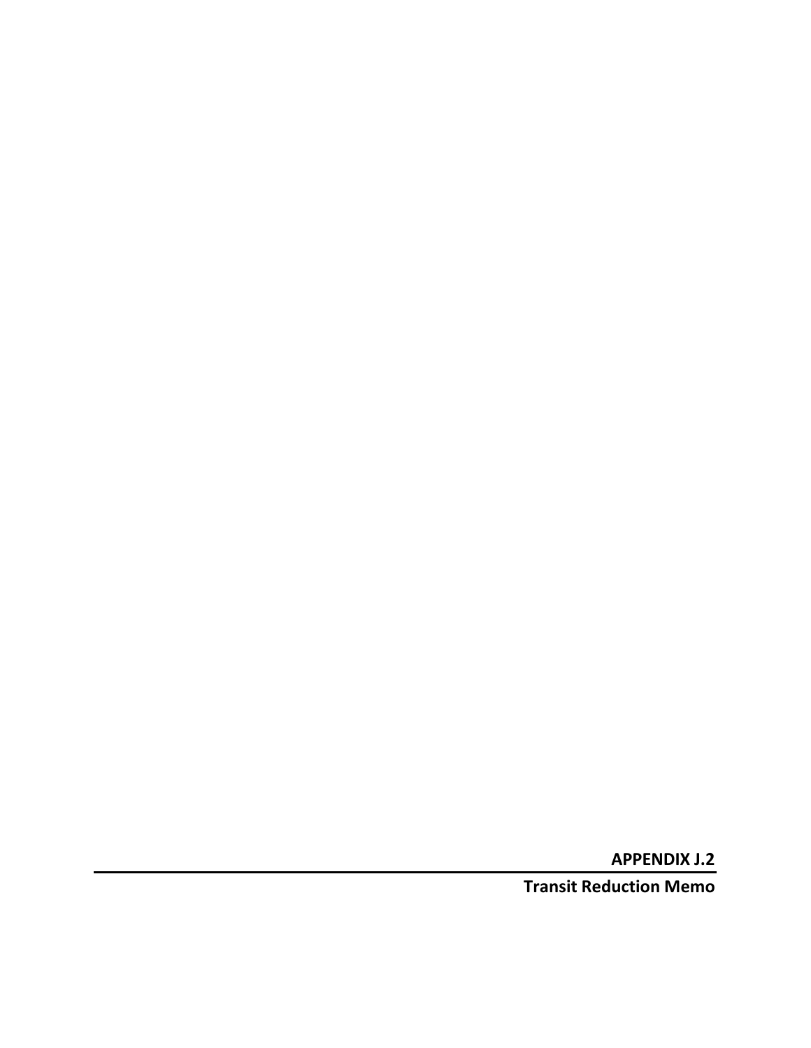# APPENDIX J.2

## Transit Reduction Memo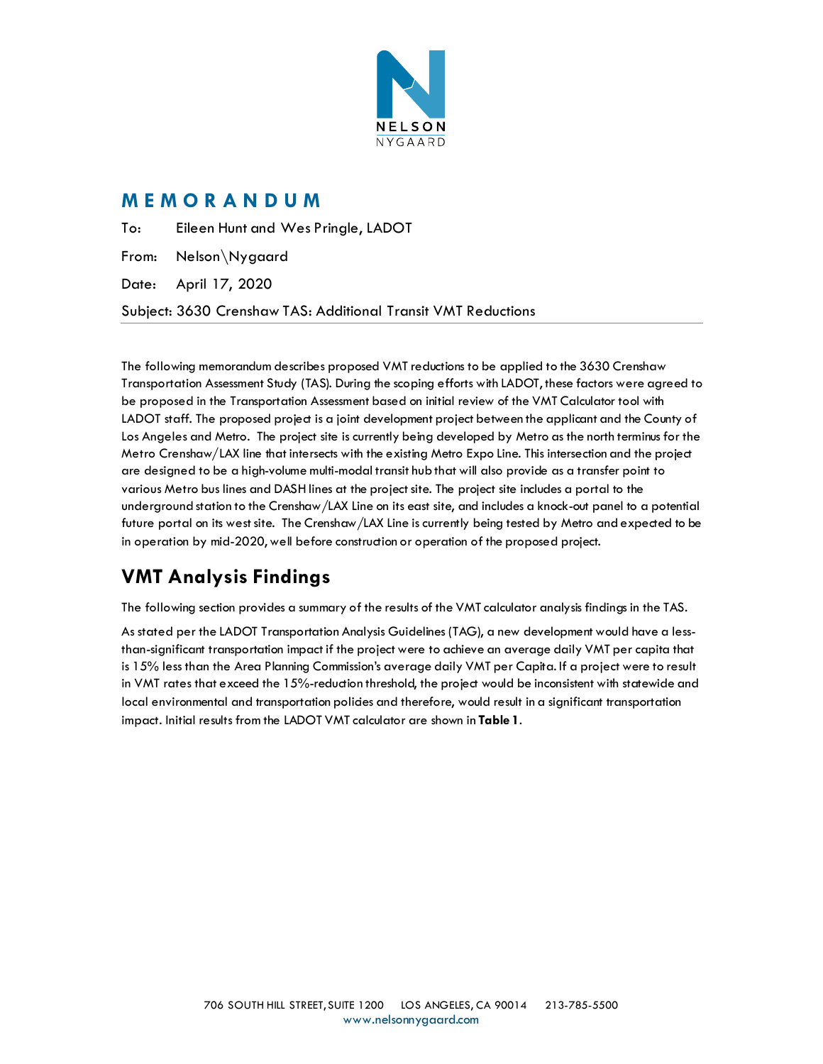# MEMORANDUM

To: Eileen Hunt and Wes Pringle, LADOT

From: Nelson\Nygaard

Date: April 17, 2020

Subject: 3630 Crenshaw TAS: Additional Transit VMT Reductions

---

The following memorandum describes proposed VMT reductions to be applied to the 3630 Crenshaw Transportation Assessment Study (TAS). During the scoping efforts with LADOT, these factors were agreed to be proposed in the Transportation Assessment based on initial review of the VMT Calculator tool with LADOT staff. The proposed project is a joint development project between the applicant and the County of Los Angeles and Metro. The project site is currently being developed by Metro as the north terminus for the Metro Crenshaw/LAX line that intersects with the existing Metro Expo Line. This intersection and the project are designed to be a high-volume multi-modal transit hub that will also provide as a transfer point to various Metro bus lines and DASH lines at the project site. The project site includes a portal to the underground station to the Crenshaw/LAX Line on its east site, and includes a knock-out panel to a potential future portal on its west site. The Crenshaw/LAX Line is currently being tested by Metro and expected to be in operation by mid-2020, well before construction or operation of the proposed project.

## VMT Analysis Findings

The following section provides a summary of the results of the VMT calculator analysis findings in the TAS.

As stated per the LADOT Transportation Analysis Guidelines (TAG), a new development would have a less-than-significant transportation impact if the project were to achieve an average daily VMT per capita that is 15% less than the Area Planning Commission's average daily VMT per Capita. If a project were to result in VMT rates that exceed the 15%-reduction threshold, the project would be inconsistent with statewide and local environmental and transportation policies and therefore, would result in a significant transportation impact. Initial results from the LADOT VMT calculator are shown in **Table 1**.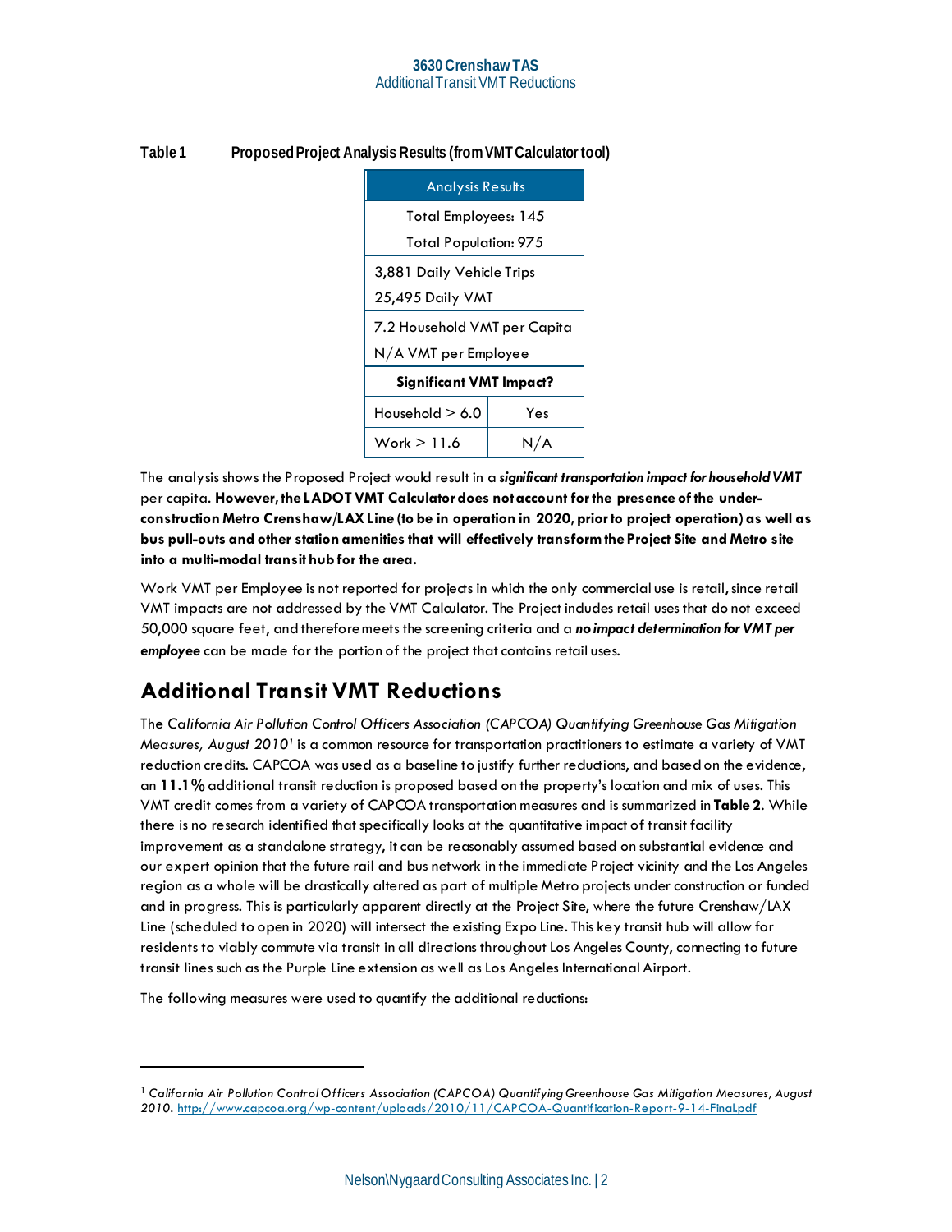**Table 1 Proposed Project Analysis Results (from VMT Calculator tool)**

| Analysis Results | |
|---|---|
| Total Employees: 145<br>Total Population: 975 | |
| 3,881 Daily Vehicle Trips<br>25,495 Daily VMT | |
| 7.2 Household VMT per Capita<br>N/A VMT per Employee | |
| **Significant VMT Impact?** | |
| Household > 6.0 | Yes |
| Work > 11.6 | N/A |

The analysis shows the Proposed Project would result in a ***significant transportation impact for household VMT*** per capita. **However, the LADOT VMT Calculator does not account for the presence of the under-construction Metro Crenshaw/LAX Line (to be in operation in 2020, prior to project operation) as well as bus pull-outs and other station amenities that will effectively transform the Project Site and Metro site into a multi-modal transit hub for the area.**

Work VMT per Employee is not reported for projects in which the only commercial use is retail, since retail VMT impacts are not addressed by the VMT Calculator. The Project includes retail uses that do not exceed 50,000 square feet, and therefore meets the screening criteria and a ***no impact determination for VMT per employee*** can be made for the portion of the project that contains retail uses.

## Additional Transit VMT Reductions

The *California Air Pollution Control Officers Association (CAPCOA) Quantifying Greenhouse Gas Mitigation Measures, August 2010*[1] is a common resource for transportation practitioners to estimate a variety of VMT reduction credits. CAPCOA was used as a baseline to justify further reductions, and based on the evidence, an **11.1%** additional transit reduction is proposed based on the property's location and mix of uses. This VMT credit comes from a variety of CAPCOA transportation measures and is summarized in **Table 2**. While there is no research identified that specifically looks at the quantitative impact of transit facility improvement as a standalone strategy, it can be reasonably assumed based on substantial evidence and our expert opinion that the future rail and bus network in the immediate Project vicinity and the Los Angeles region as a whole will be drastically altered as part of multiple Metro projects under construction or funded and in progress. This is particularly apparent directly at the Project Site, where the future Crenshaw/LAX Line (scheduled to open in 2020) will intersect the existing Expo Line. This key transit hub will allow for residents to viably commute via transit in all directions throughout Los Angeles County, connecting to future transit lines such as the Purple Line extension as well as Los Angeles International Airport.

The following measures were used to quantify the additional reductions:

---

[1] *California Air Pollution Control Officers Association (CAPCOA) Quantifying Greenhouse Gas Mitigation Measures, August 2010.* http://www.capcoa.org/wp-content/uploads/2010/11/CAPCOA-Quantification-Report-9-14-Final.pdf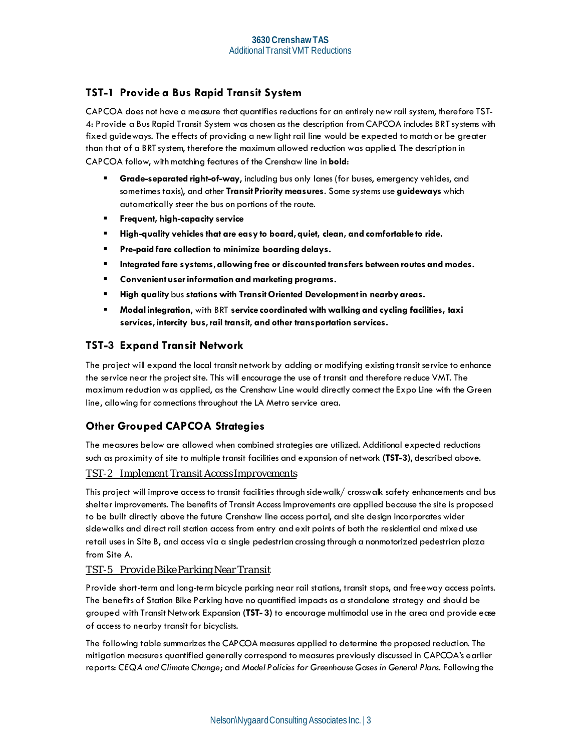## TST-1 Provide a Bus Rapid Transit System

CAPCOA does not have a measure that quantifies reductions for an entirely new rail system, therefore TST-4: Provide a Bus Rapid Transit System was chosen as the description from CAPCOA includes BRT systems with fixed guideways. The effects of providing a new light rail line would be expected to match or be greater than that of a BRT system, therefore the maximum allowed reduction was applied. The description in CAPCOA follow, with matching features of the Crenshaw line in **bold**:

- **Grade-separated right-of-way**, including bus only lanes (for buses, emergency vehicles, and sometimes taxis), and other **Transit Priority measures**. Some systems use **guideways** which automatically steer the bus on portions of the route.
- **Frequent, high-capacity service**
- **High-quality vehicles that are easy to board, quiet, clean, and comfortable to ride.**
- **Pre-paid fare collection to minimize boarding delays.**
- **Integrated fare systems, allowing free or discounted transfers between routes and modes.**
- **Convenient user information and marketing programs.**
- **High quality** bus **stations with Transit Oriented Development in nearby areas.**
- **Modal integration**, with BRT **service coordinated with walking and cycling facilities, taxi services, intercity bus, rail transit, and other transportation services.**

## TST-3 Expand Transit Network

The project will expand the local transit network by adding or modifying existing transit service to enhance the service near the project site. This will encourage the use of transit and therefore reduce VMT. The maximum reduction was applied, as the Crenshaw Line would directly connect the Expo Line with the Green line, allowing for connections throughout the LA Metro service area.

## Other Grouped CAPCOA Strategies

The measures below are allowed when combined strategies are utilized. Additional expected reductions such as proximity of site to multiple transit facilities and expansion of network **(TST-3)**, described above.

### TST-2 Implement Transit Access Improvements

This project will improve access to transit facilities through sidewalk/ crosswalk safety enhancements and bus shelter improvements. The benefits of Transit Access Improvements are applied because the site is proposed to be built directly above the future Crenshaw line access portal, and site design incorporates wider sidewalks and direct rail station access from entry and exit points of both the residential and mixed use retail uses in Site B, and access via a single pedestrian crossing through a nonmotorized pedestrian plaza from Site A.

### TST-5 Provide Bike Parking Near Transit

Provide short-term and long-term bicycle parking near rail stations, transit stops, and freeway access points. The benefits of Station Bike Parking have no quantified impacts as a standalone strategy and should be grouped with Transit Network Expansion **(TST- 3)** to encourage multimodal use in the area and provide ease of access to nearby transit for bicyclists.

The following table summarizes the CAPCOA measures applied to determine the proposed reduction. The mitigation measures quantified generally correspond to measures previously discussed in CAPCOA's earlier reports: *CEQA and Climate Change*; and *Model Policies for Greenhouse Gases in General Plans*. Following the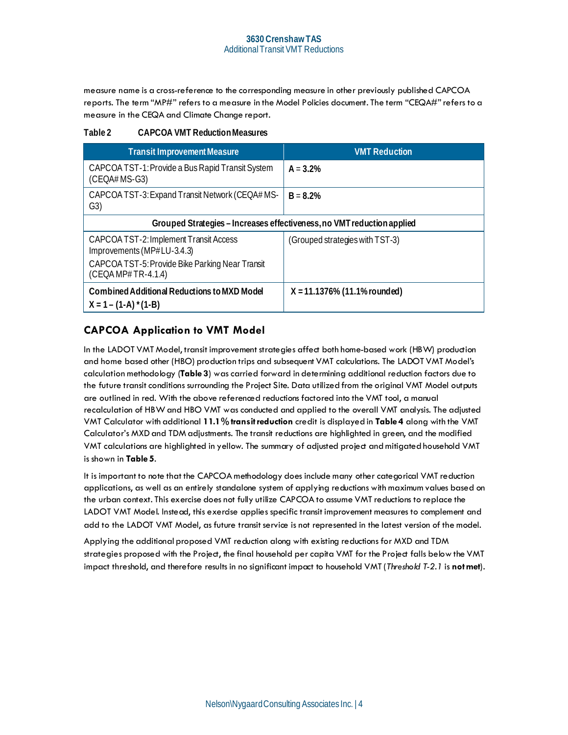measure name is a cross-reference to the corresponding measure in other previously published CAPCOA reports. The term "MP#" refers to a measure in the Model Policies document. The term "CEQA#" refers to a measure in the CEQA and Climate Change report.

**Table 2 CAPCOA VMT Reduction Measures**

| Transit Improvement Measure | VMT Reduction |
|---|---|
| CAPCOA TST-1: Provide a Bus Rapid Transit System (CEQA# MS-G3) | **A = 3.2%** |
| CAPCOA TST-3: Expand Transit Network (CEQA# MS-G3) | **B = 8.2%** |
| **Grouped Strategies – Increases effectiveness, no VMT reduction applied** | |
| CAPCOA TST-2: Implement Transit Access Improvements (MP# LU-3.4.3)<br>CAPCOA TST-5: Provide Bike Parking Near Transit (CEQA MP# TR-4.1.4) | (Grouped strategies with TST-3) |
| **Combined Additional Reductions to MXD Model**<br>**X = 1 – (1-A) \* (1-B)** | **X = 11.1376% (11.1% rounded)** |

## CAPCOA Application to VMT Model

In the LADOT VMT Model, transit improvement strategies affect both home-based work (HBW) production and home based other (HBO) production trips and subsequent VMT calculations. The LADOT VMT Model's calculation methodology (**Table 3**) was carried forward in determining additional reduction factors due to the future transit conditions surrounding the Project Site. Data utilized from the original VMT Model outputs are outlined in red. With the above referenced reductions factored into the VMT tool, a manual recalculation of HBW and HBO VMT was conducted and applied to the overall VMT analysis. The adjusted VMT Calculator with additional **11.1% transit reduction** credit is displayed in **Table 4** along with the VMT Calculator's MXD and TDM adjustments. The transit reductions are highlighted in green, and the modified VMT calculations are highlighted in yellow. The summary of adjusted project and mitigated household VMT is shown in **Table 5**.

It is important to note that the CAPCOA methodology does include many other categorical VMT reduction applications, as well as an entirely standalone system of applying reductions with maximum values based on the urban context. This exercise does not fully utilize CAPCOA to assume VMT reductions to replace the LADOT VMT Model. Instead, this exercise applies specific transit improvement measures to complement and add to the LADOT VMT Model, as future transit service is not represented in the latest version of the model.

Applying the additional proposed VMT reduction along with existing reductions for MXD and TDM strategies proposed with the Project, the final household per capita VMT for the Project falls below the VMT impact threshold, and therefore results in no significant impact to household VMT (*Threshold T-2.1* is **not met**).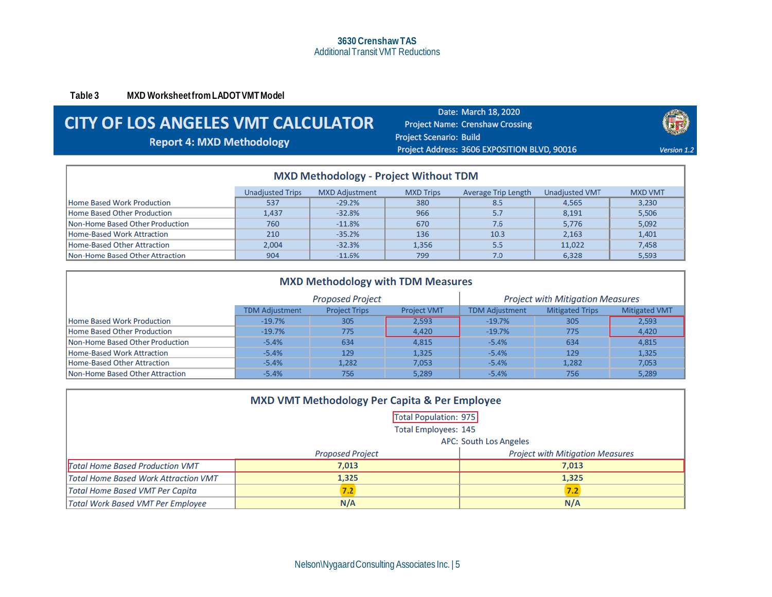**3630 Crenshaw TAS**
Additional Transit VMT Reductions

**Table 3 MXD Worksheet from LADOT VMT Model**

# CITY OF LOS ANGELES VMT CALCULATOR

## Report 4: MXD Methodology

Date: March 18, 2020
Project Name: Crenshaw Crossing
Project Scenario: Build
Project Address: 3606 EXPOSITION BLVD, 90016

*Version 1.2*

### MXD Methodology - Project Without TDM

| | Unadjusted Trips | MXD Adjustment | MXD Trips | Average Trip Length | Unadjusted VMT | MXD VMT |
|---|---|---|---|---|---|---|
| Home Based Work Production | 537 | -29.2% | 380 | 8.5 | 4,565 | 3,230 |
| Home Based Other Production | 1,437 | -32.8% | 966 | 5.7 | 8,191 | 5,506 |
| Non-Home Based Other Production | 760 | -11.8% | 670 | 7.6 | 5,776 | 5,092 |
| Home-Based Work Attraction | 210 | -35.2% | 136 | 10.3 | 2,163 | 1,401 |
| Home-Based Other Attraction | 2,004 | -32.3% | 1,356 | 5.5 | 11,022 | 7,458 |
| Non-Home Based Other Attraction | 904 | -11.6% | 799 | 7.0 | 6,328 | 5,593 |

### MXD Methodology with TDM Measures

| | *Proposed Project* | | | *Project with Mitigation Measures* | | |
|---|---|---|---|---|---|---|
| | TDM Adjustment | Project Trips | Project VMT | TDM Adjustment | Mitigated Trips | Mitigated VMT |
| Home Based Work Production | -19.7% | 305 | 2,593 | -19.7% | 305 | 2,593 |
| Home Based Other Production | -19.7% | 775 | 4,420 | -19.7% | 775 | 4,420 |
| Non-Home Based Other Production | -5.4% | 634 | 4,815 | -5.4% | 634 | 4,815 |
| Home-Based Work Attraction | -5.4% | 129 | 1,325 | -5.4% | 129 | 1,325 |
| Home-Based Other Attraction | -5.4% | 1,282 | 7,053 | -5.4% | 1,282 | 7,053 |
| Non-Home Based Other Attraction | -5.4% | 756 | 5,289 | -5.4% | 756 | 5,289 |

### MXD VMT Methodology Per Capita & Per Employee

Total Population: 975
Total Employees: 145
APC: South Los Angeles

| | *Proposed Project* | *Project with Mitigation Measures* |
|---|---|---|
| *Total Home Based Production VMT* | **7,013** | **7,013** |
| *Total Home Based Work Attraction VMT* | **1,325** | **1,325** |
| *Total Home Based VMT Per Capita* | **7.2** | **7.2** |
| *Total Work Based VMT Per Employee* | **N/A** | **N/A** |

Nelson\Nygaard Consulting Associates Inc.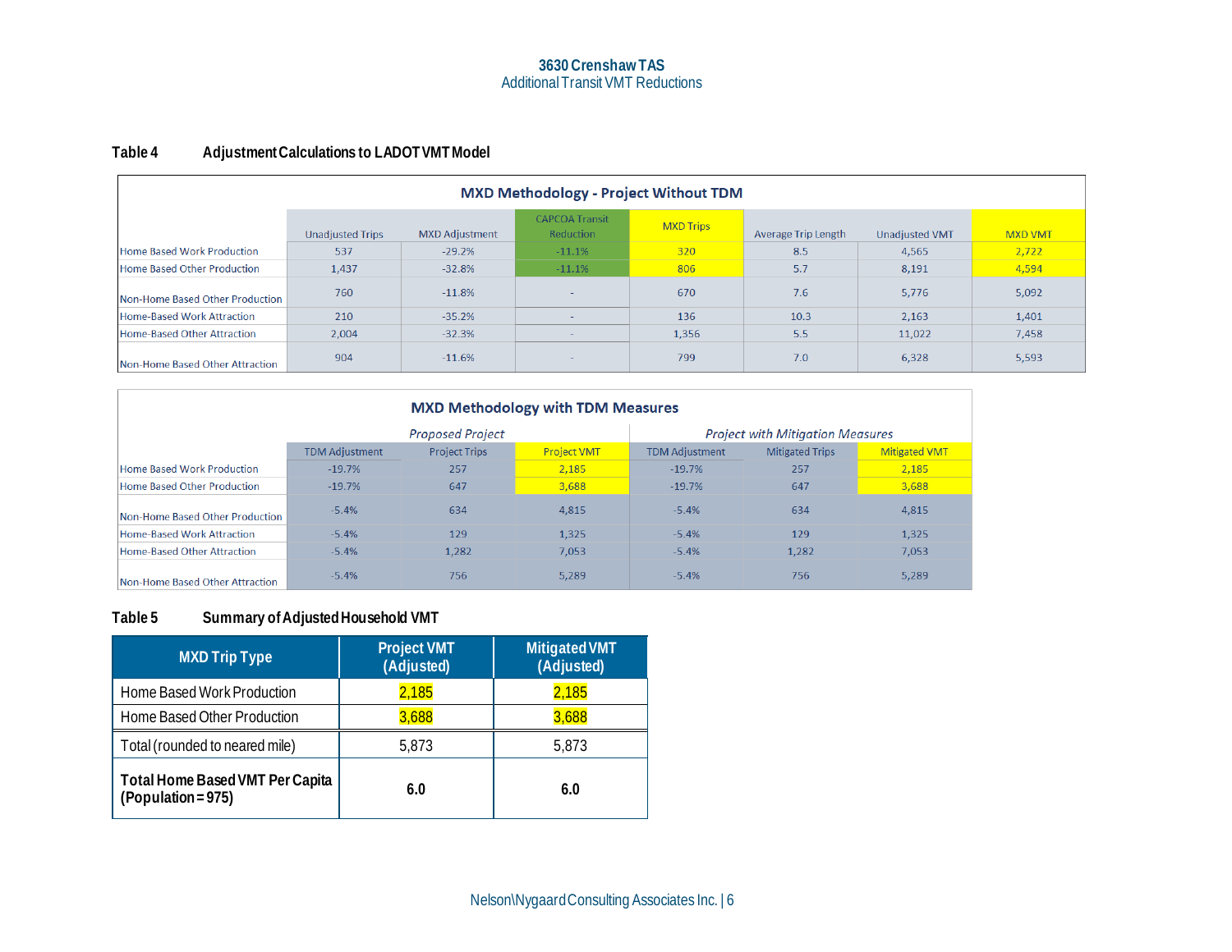3630 Crenshaw TAS
Additional Transit VMT Reductions

**Table 4 Adjustment Calculations to LADOT VMT Model**

| MXD Methodology - Project Without TDM | | | | | | | |
|---|---|---|---|---|---|---|---|
| | Unadjusted Trips | MXD Adjustment | CAPCOA Transit Reduction | MXD Trips | Average Trip Length | Unadjusted VMT | MXD VMT |
| Home Based Work Production | 537 | -29.2% | -11.1% | 320 | 8.5 | 4,565 | 2,722 |
| Home Based Other Production | 1,437 | -32.8% | -11.1% | 806 | 5.7 | 8,191 | 4,594 |
| Non-Home Based Other Production | 760 | -11.8% | - | 670 | 7.6 | 5,776 | 5,092 |
| Home-Based Work Attraction | 210 | -35.2% | - | 136 | 10.3 | 2,163 | 1,401 |
| Home-Based Other Attraction | 2,004 | -32.3% | - | 1,356 | 5.5 | 11,022 | 7,458 |
| Non-Home Based Other Attraction | 904 | -11.6% | - | 799 | 7.0 | 6,328 | 5,593 |

| MXD Methodology with TDM Measures | | | | | | |
|---|---|---|---|---|---|---|
| | *Proposed Project* | | | *Project with Mitigation Measures* | | |
| | TDM Adjustment | Project Trips | Project VMT | TDM Adjustment | Mitigated Trips | Mitigated VMT |
| Home Based Work Production | -19.7% | 257 | 2,185 | -19.7% | 257 | 2,185 |
| Home Based Other Production | -19.7% | 647 | 3,688 | -19.7% | 647 | 3,688 |
| Non-Home Based Other Production | -5.4% | 634 | 4,815 | -5.4% | 634 | 4,815 |
| Home-Based Work Attraction | -5.4% | 129 | 1,325 | -5.4% | 129 | 1,325 |
| Home-Based Other Attraction | -5.4% | 1,282 | 7,053 | -5.4% | 1,282 | 7,053 |
| Non-Home Based Other Attraction | -5.4% | 756 | 5,289 | -5.4% | 756 | 5,289 |

**Table 5 Summary of Adjusted Household VMT**

| MXD Trip Type | Project VMT (Adjusted) | Mitigated VMT (Adjusted) |
|---|---|---|
| Home Based Work Production | 2,185 | 2,185 |
| Home Based Other Production | 3,688 | 3,688 |
| Total (rounded to neared mile) | 5,873 | 5,873 |
| **Total Home Based VMT Per Capita (Population = 975)** | **6.0** | **6.0** |